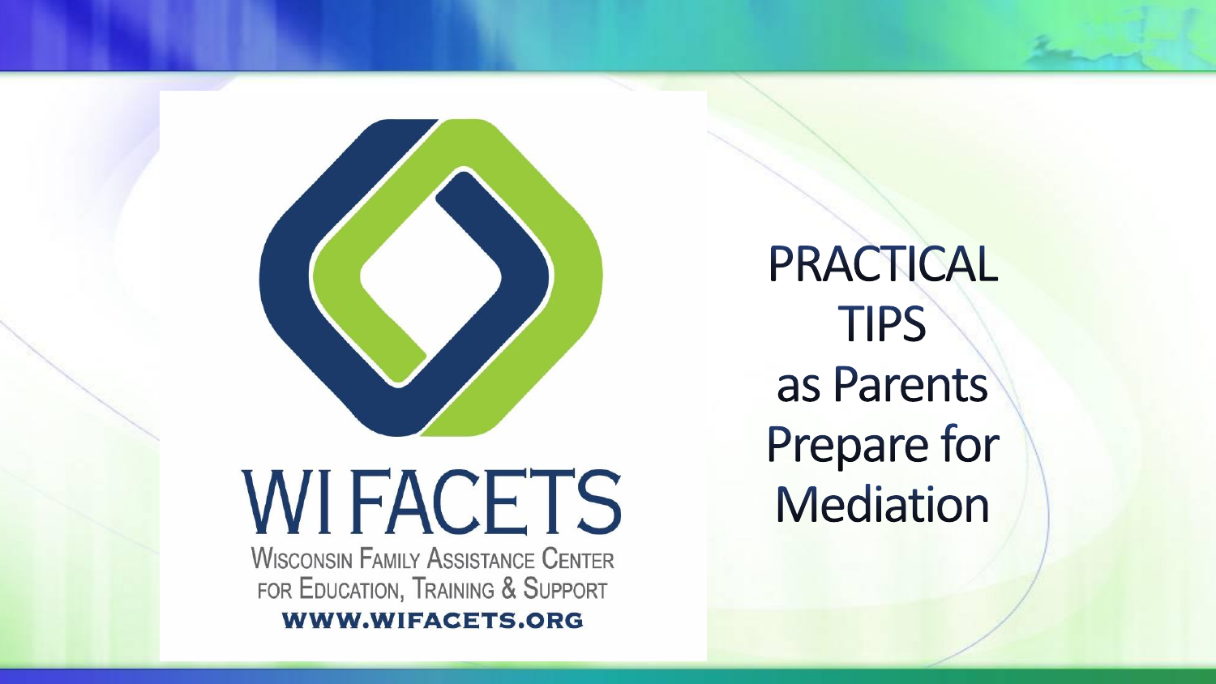WI FACETS

Wisconsin Family Assistance Center for Education, Training & Support

WWW.WIFACETS.ORG

# PRACTICAL TIPS as Parents Prepare for Mediation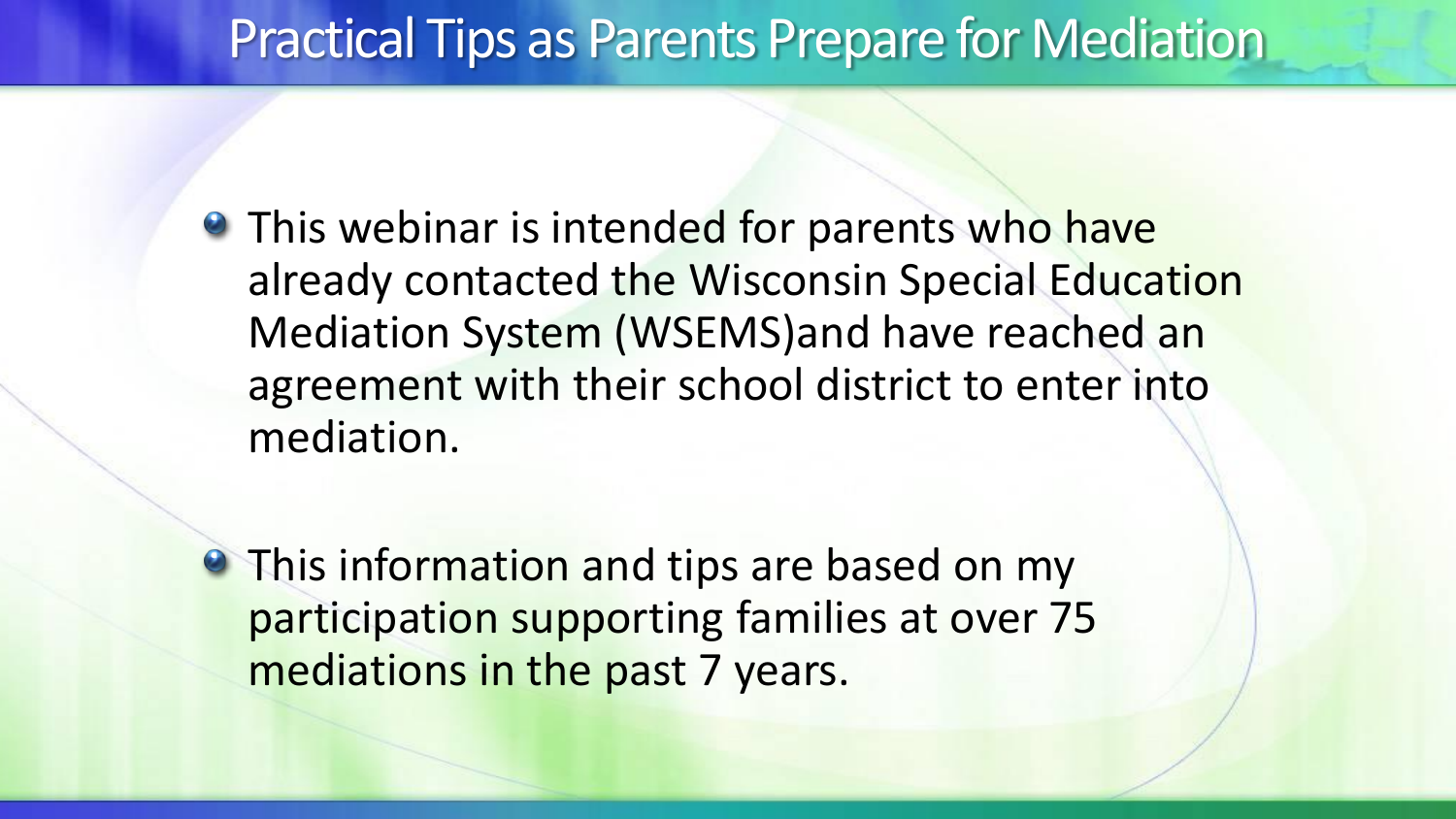# Practical Tips as Parents Prepare for Mediation

- This webinar is intended for parents who have already contacted the Wisconsin Special Education Mediation System (WSEMS)and have reached an agreement with their school district to enter into mediation.
- This information and tips are based on my participation supporting families at over 75 mediations in the past 7 years.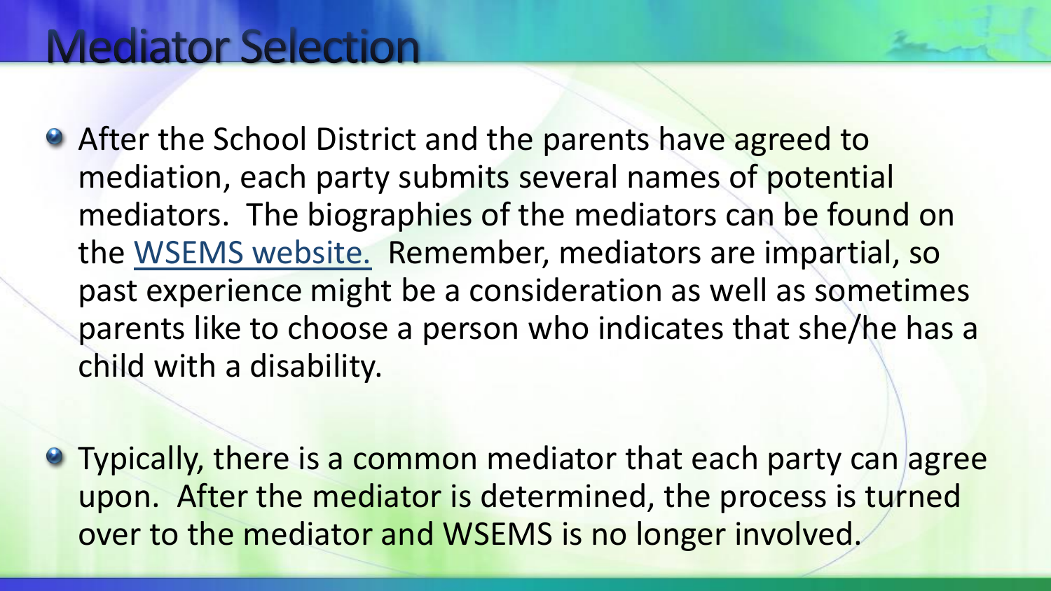# Mediator Selection

- After the School District and the parents have agreed to mediation, each party submits several names of potential mediators. The biographies of the mediators can be found on the WSEMS website. Remember, mediators are impartial, so past experience might be a consideration as well as sometimes parents like to choose a person who indicates that she/he has a child with a disability.

- Typically, there is a common mediator that each party can agree upon. After the mediator is determined, the process is turned over to the mediator and WSEMS is no longer involved.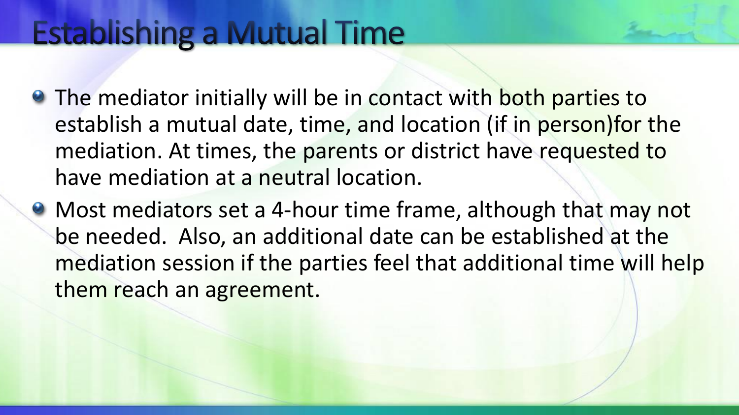# Establishing a Mutual Time

- The mediator initially will be in contact with both parties to establish a mutual date, time, and location (if in person)for the mediation. At times, the parents or district have requested to have mediation at a neutral location.
- Most mediators set a 4-hour time frame, although that may not be needed. Also, an additional date can be established at the mediation session if the parties feel that additional time will help them reach an agreement.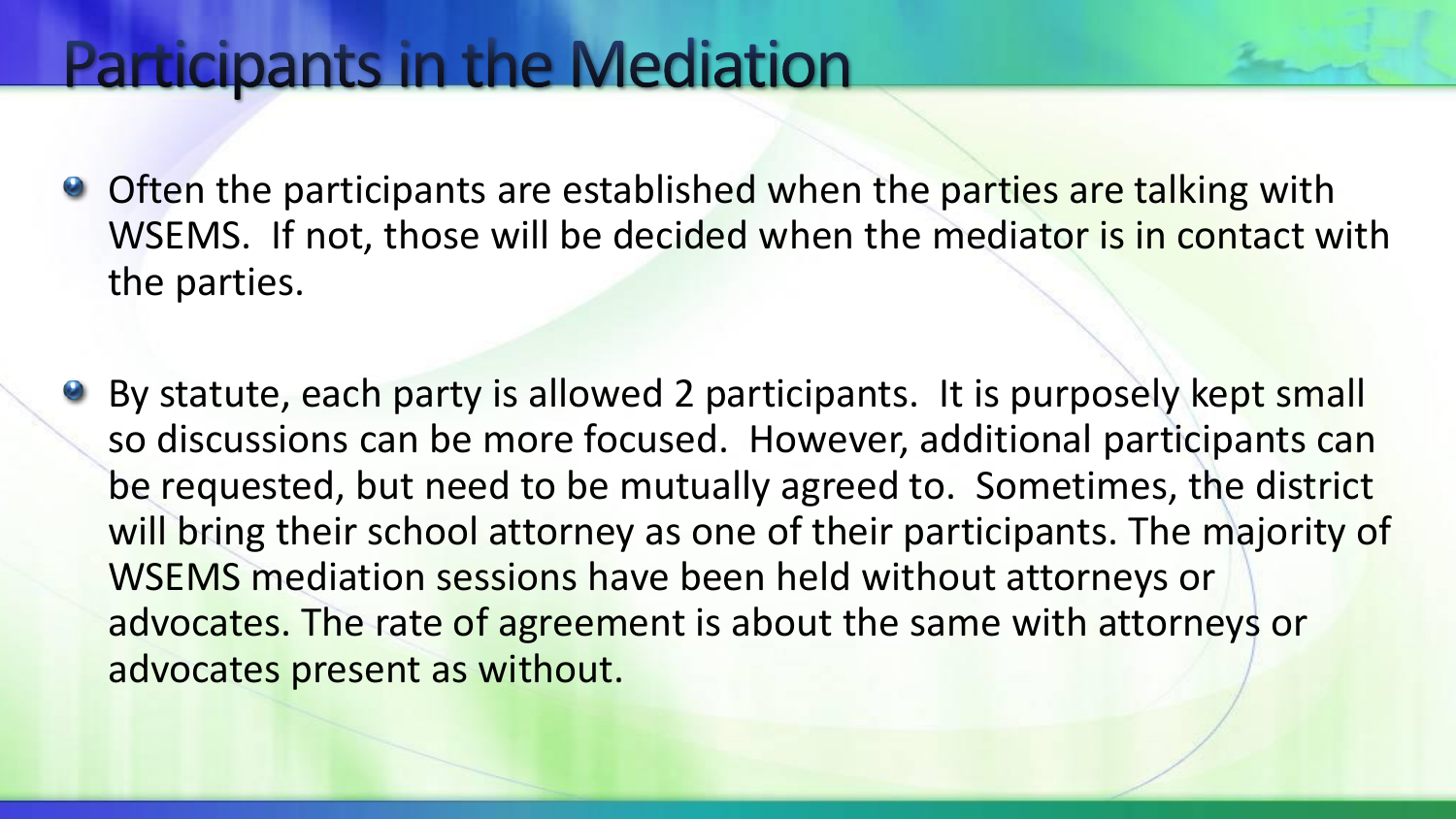# Participants in the Mediation

- Often the participants are established when the parties are talking with WSEMS. If not, those will be decided when the mediator is in contact with the parties.
- By statute, each party is allowed 2 participants. It is purposely kept small so discussions can be more focused. However, additional participants can be requested, but need to be mutually agreed to. Sometimes, the district will bring their school attorney as one of their participants. The majority of WSEMS mediation sessions have been held without attorneys or advocates. The rate of agreement is about the same with attorneys or advocates present as without.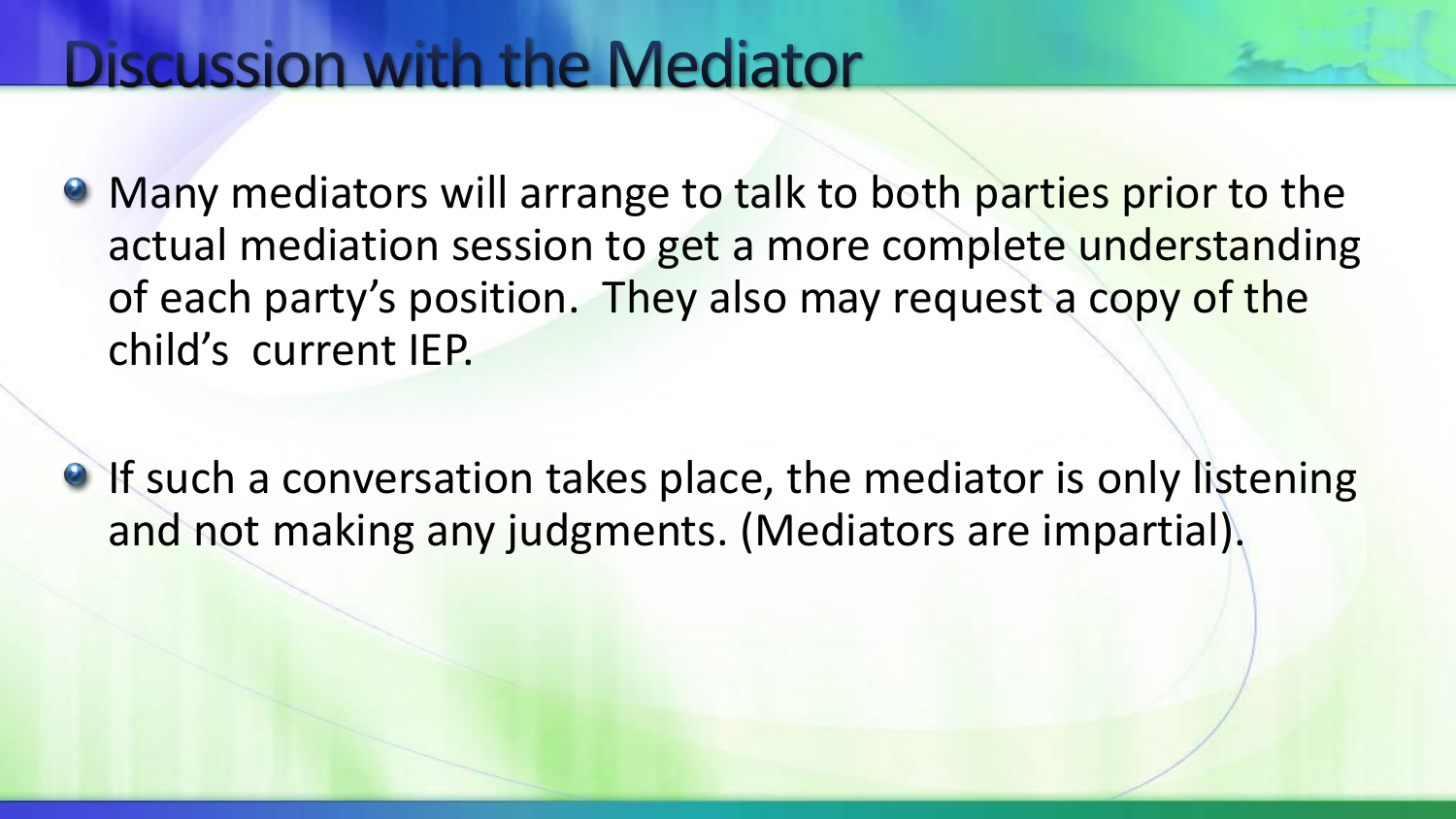# Discussion with the Mediator

- Many mediators will arrange to talk to both parties prior to the actual mediation session to get a more complete understanding of each party's position. They also may request a copy of the child's current IEP.

- If such a conversation takes place, the mediator is only listening and not making any judgments. (Mediators are impartial).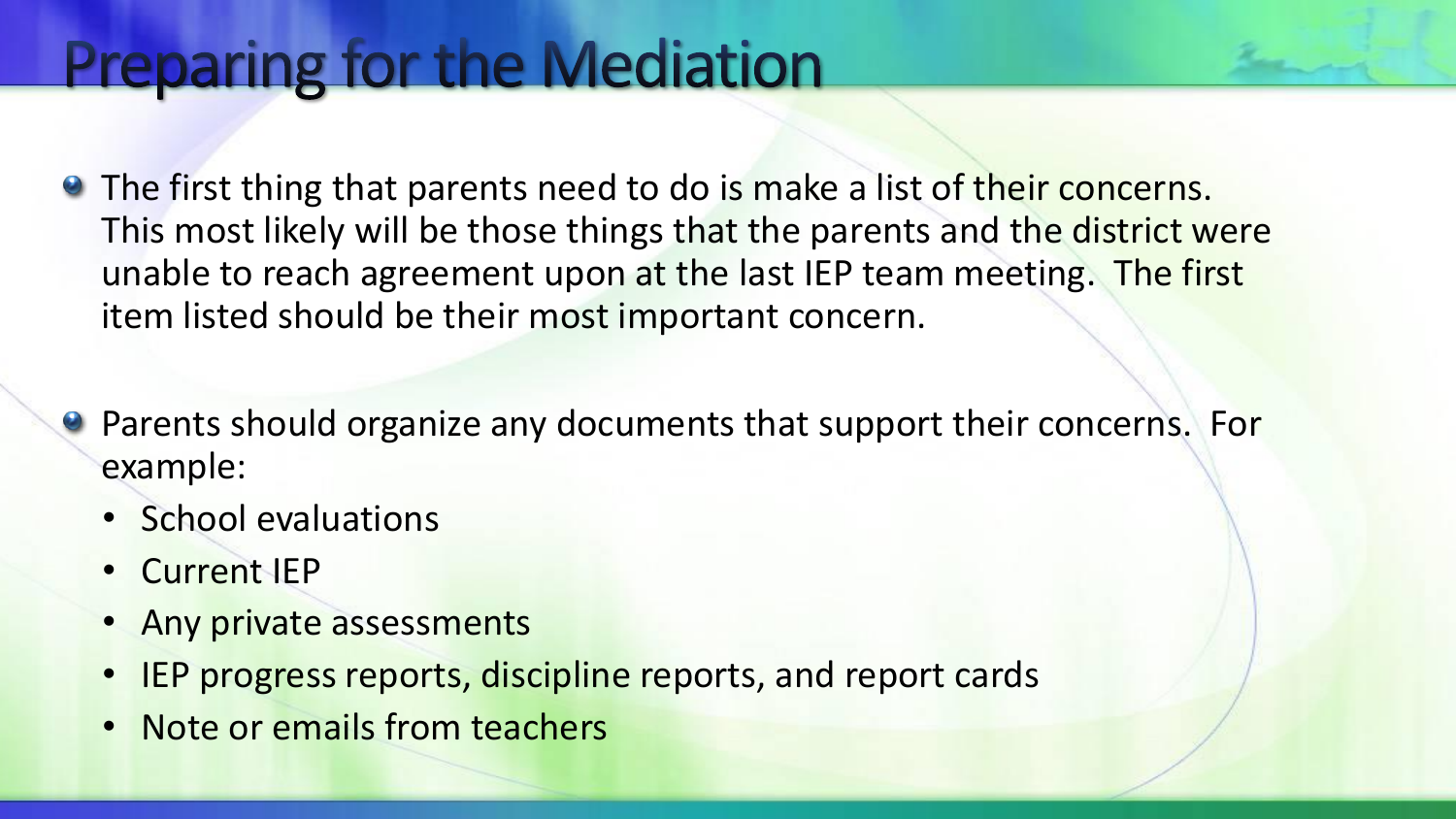# Preparing for the Mediation

- The first thing that parents need to do is make a list of their concerns. This most likely will be those things that the parents and the district were unable to reach agreement upon at the last IEP team meeting. The first item listed should be their most important concern.

- Parents should organize any documents that support their concerns. For example:
  - School evaluations
  - Current IEP
  - Any private assessments
  - IEP progress reports, discipline reports, and report cards
  - Note or emails from teachers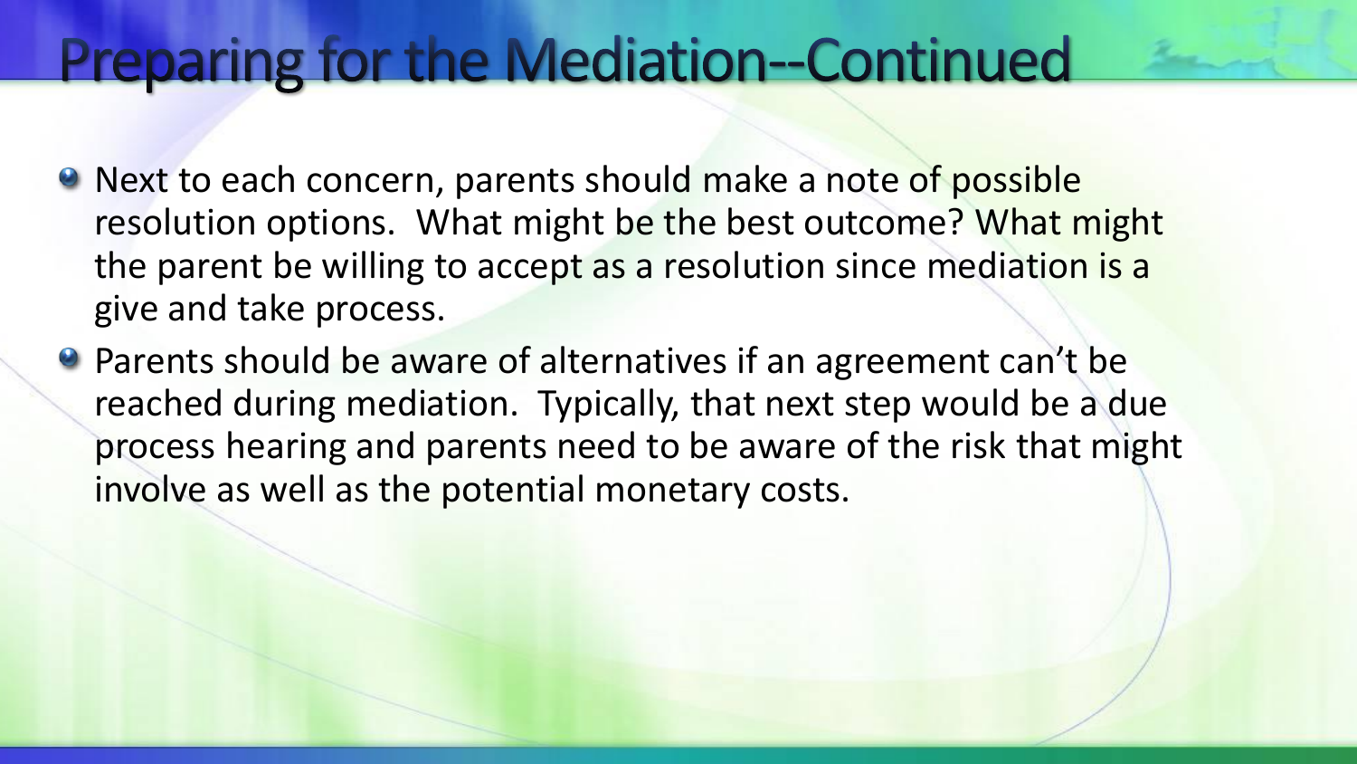# Preparing for the Mediation--Continued

- Next to each concern, parents should make a note of possible resolution options. What might be the best outcome? What might the parent be willing to accept as a resolution since mediation is a give and take process.
- Parents should be aware of alternatives if an agreement can't be reached during mediation. Typically, that next step would be a due process hearing and parents need to be aware of the risk that might involve as well as the potential monetary costs.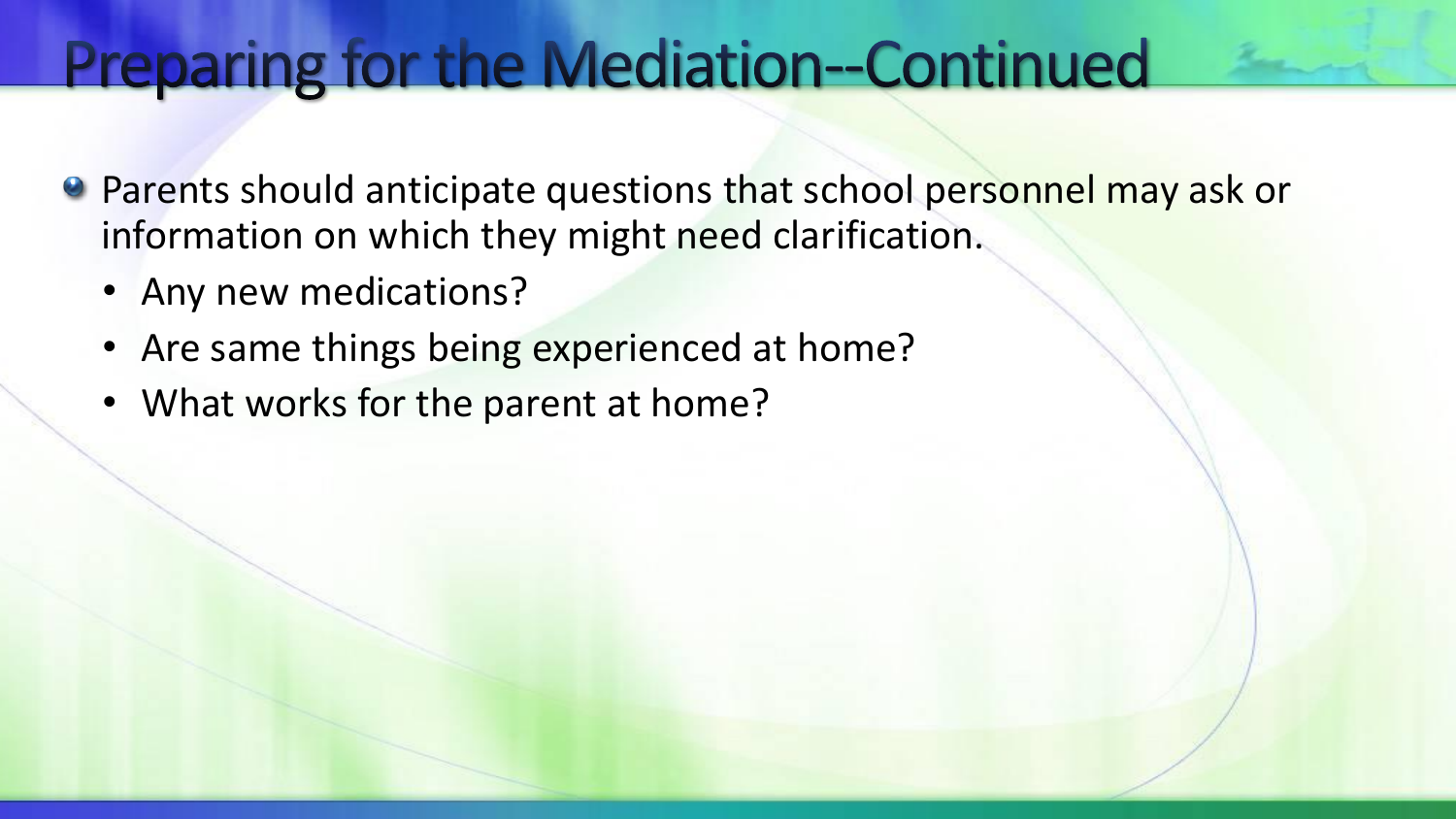# Preparing for the Mediation--Continued

- Parents should anticipate questions that school personnel may ask or information on which they might need clarification.
  - Any new medications?
  - Are same things being experienced at home?
  - What works for the parent at home?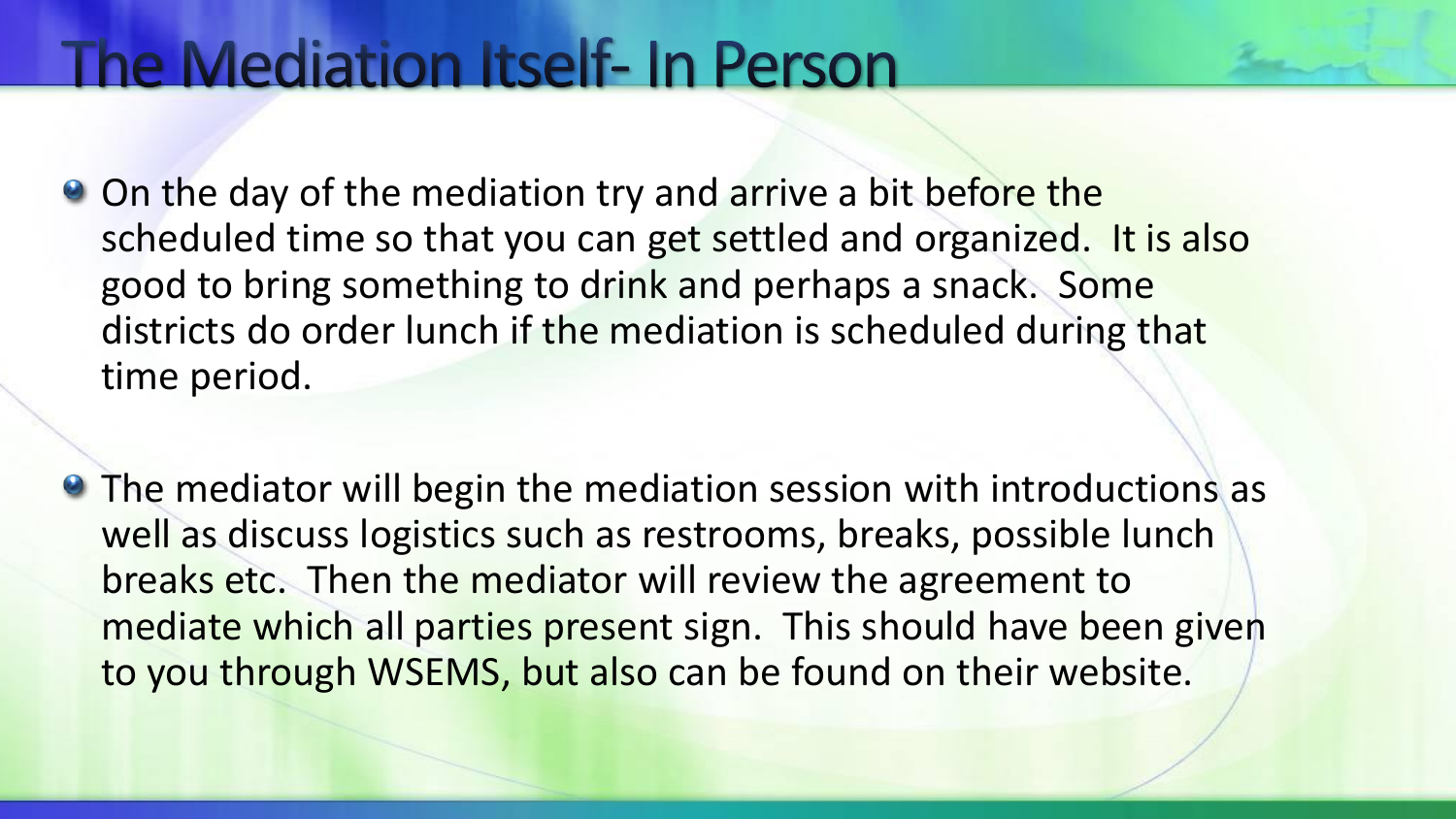# The Mediation Itself- In Person

- On the day of the mediation try and arrive a bit before the scheduled time so that you can get settled and organized. It is also good to bring something to drink and perhaps a snack. Some districts do order lunch if the mediation is scheduled during that time period.

- The mediator will begin the mediation session with introductions as well as discuss logistics such as restrooms, breaks, possible lunch breaks etc. Then the mediator will review the agreement to mediate which all parties present sign. This should have been given to you through WSEMS, but also can be found on their website.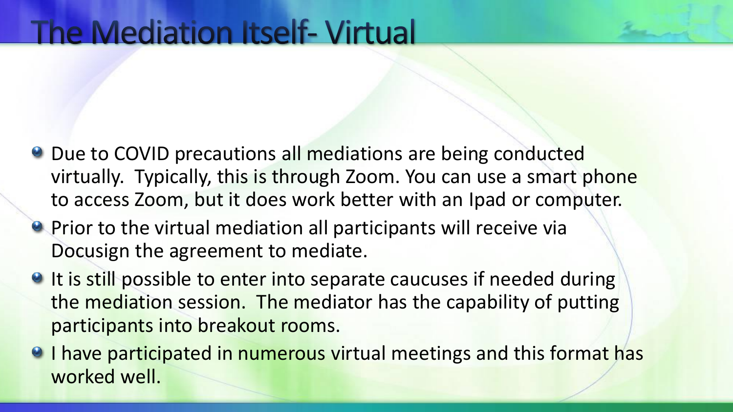# The Mediation Itself- Virtual

- Due to COVID precautions all mediations are being conducted virtually. Typically, this is through Zoom. You can use a smart phone to access Zoom, but it does work better with an Ipad or computer.
- Prior to the virtual mediation all participants will receive via Docusign the agreement to mediate.
- It is still possible to enter into separate caucuses if needed during the mediation session. The mediator has the capability of putting participants into breakout rooms.
- I have participated in numerous virtual meetings and this format has worked well.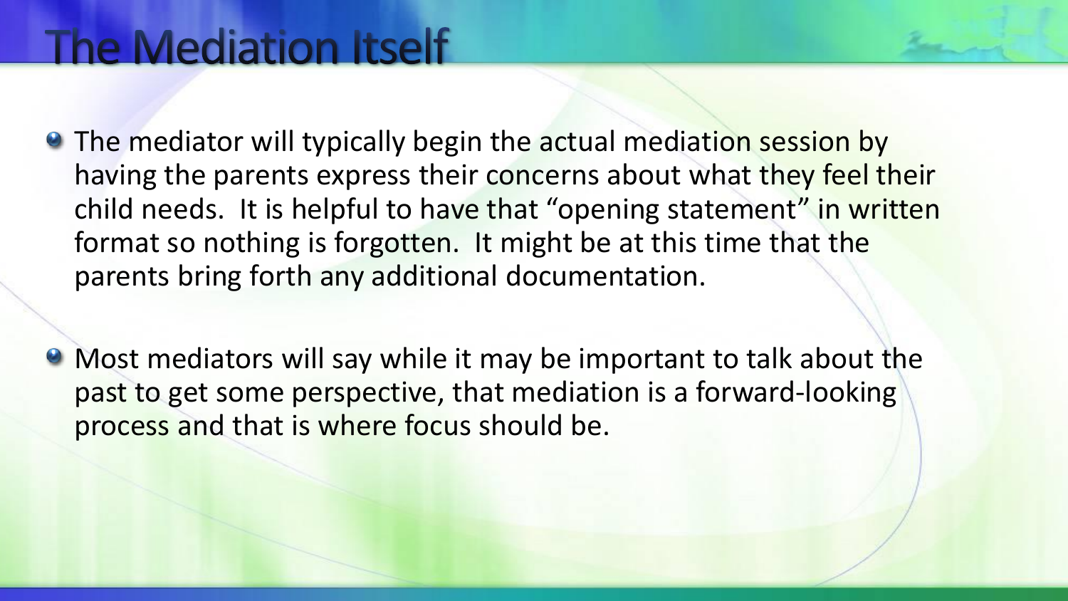# The Mediation Itself

- The mediator will typically begin the actual mediation session by having the parents express their concerns about what they feel their child needs. It is helpful to have that "opening statement" in written format so nothing is forgotten. It might be at this time that the parents bring forth any additional documentation.

- Most mediators will say while it may be important to talk about the past to get some perspective, that mediation is a forward-looking process and that is where focus should be.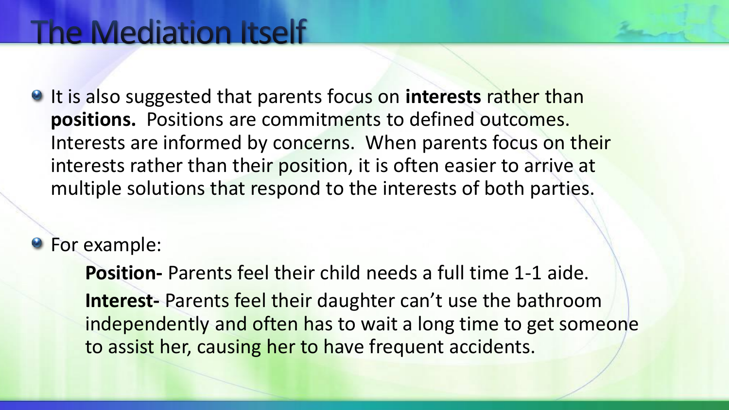# The Mediation Itself

- It is also suggested that parents focus on **interests** rather than **positions.** Positions are commitments to defined outcomes. Interests are informed by concerns. When parents focus on their interests rather than their position, it is often easier to arrive at multiple solutions that respond to the interests of both parties.

- For example:

  **Position-** Parents feel their child needs a full time 1-1 aide.

  **Interest-** Parents feel their daughter can't use the bathroom independently and often has to wait a long time to get someone to assist her, causing her to have frequent accidents.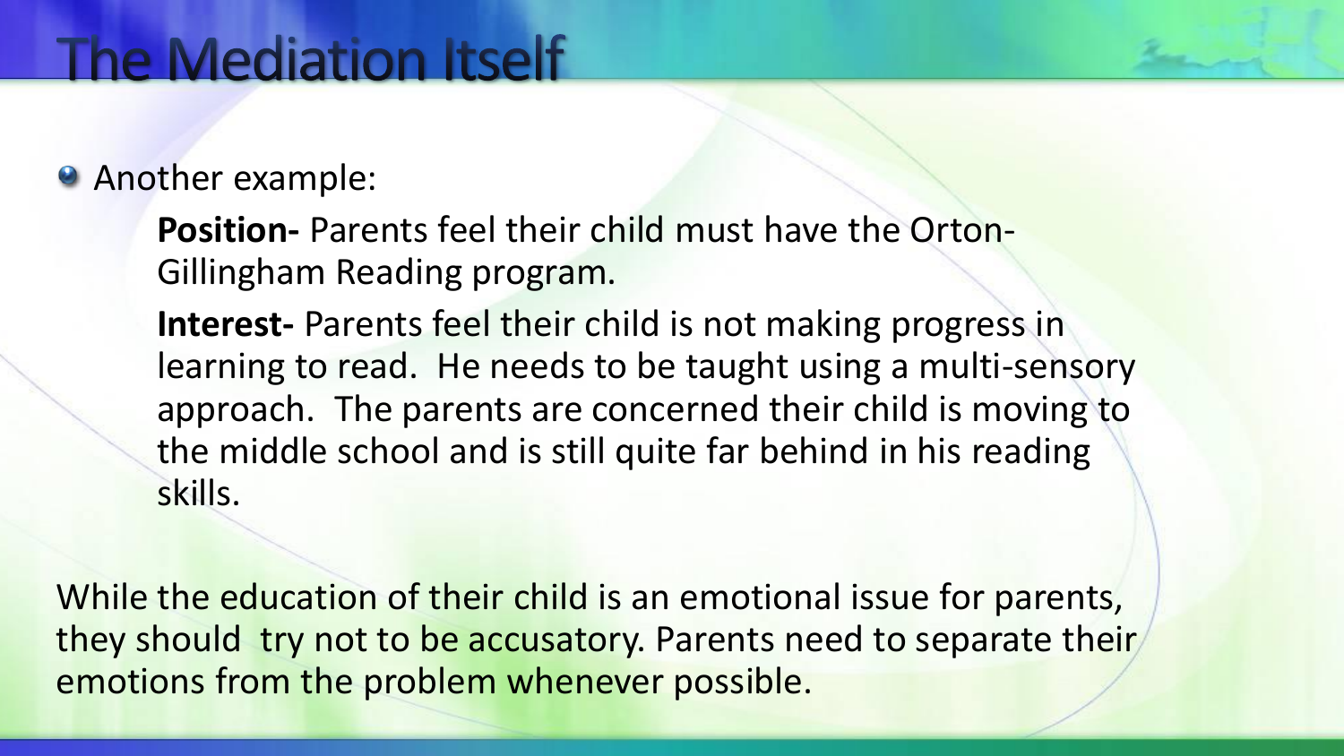# The Mediation Itself

- Another example:

  **Position-** Parents feel their child must have the Orton-Gillingham Reading program.

  **Interest-** Parents feel their child is not making progress in learning to read. He needs to be taught using a multi-sensory approach. The parents are concerned their child is moving to the middle school and is still quite far behind in his reading skills.

While the education of their child is an emotional issue for parents, they should try not to be accusatory. Parents need to separate their emotions from the problem whenever possible.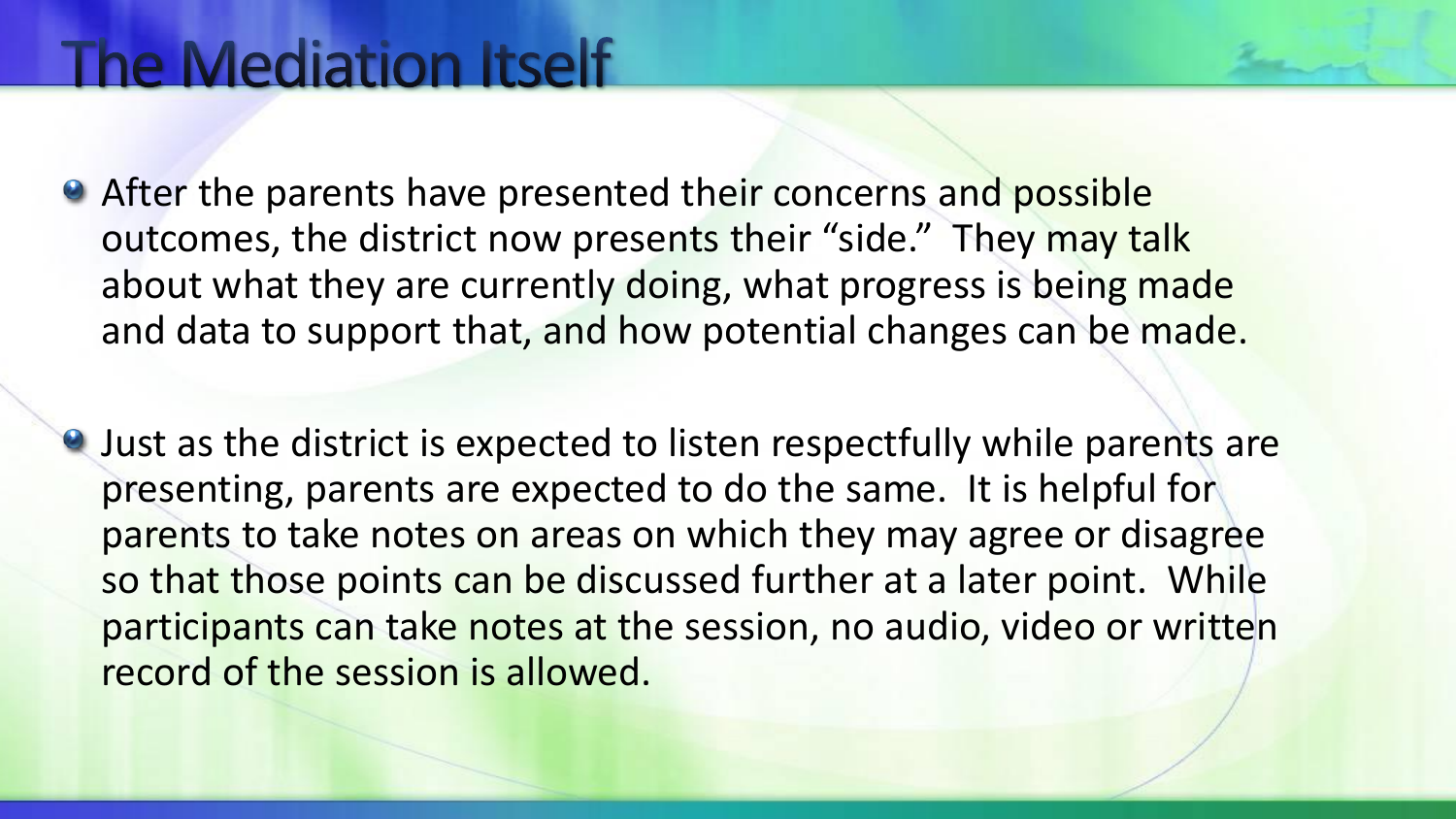# The Mediation Itself

- After the parents have presented their concerns and possible outcomes, the district now presents their "side." They may talk about what they are currently doing, what progress is being made and data to support that, and how potential changes can be made.
- Just as the district is expected to listen respectfully while parents are presenting, parents are expected to do the same. It is helpful for parents to take notes on areas on which they may agree or disagree so that those points can be discussed further at a later point. While participants can take notes at the session, no audio, video or written record of the session is allowed.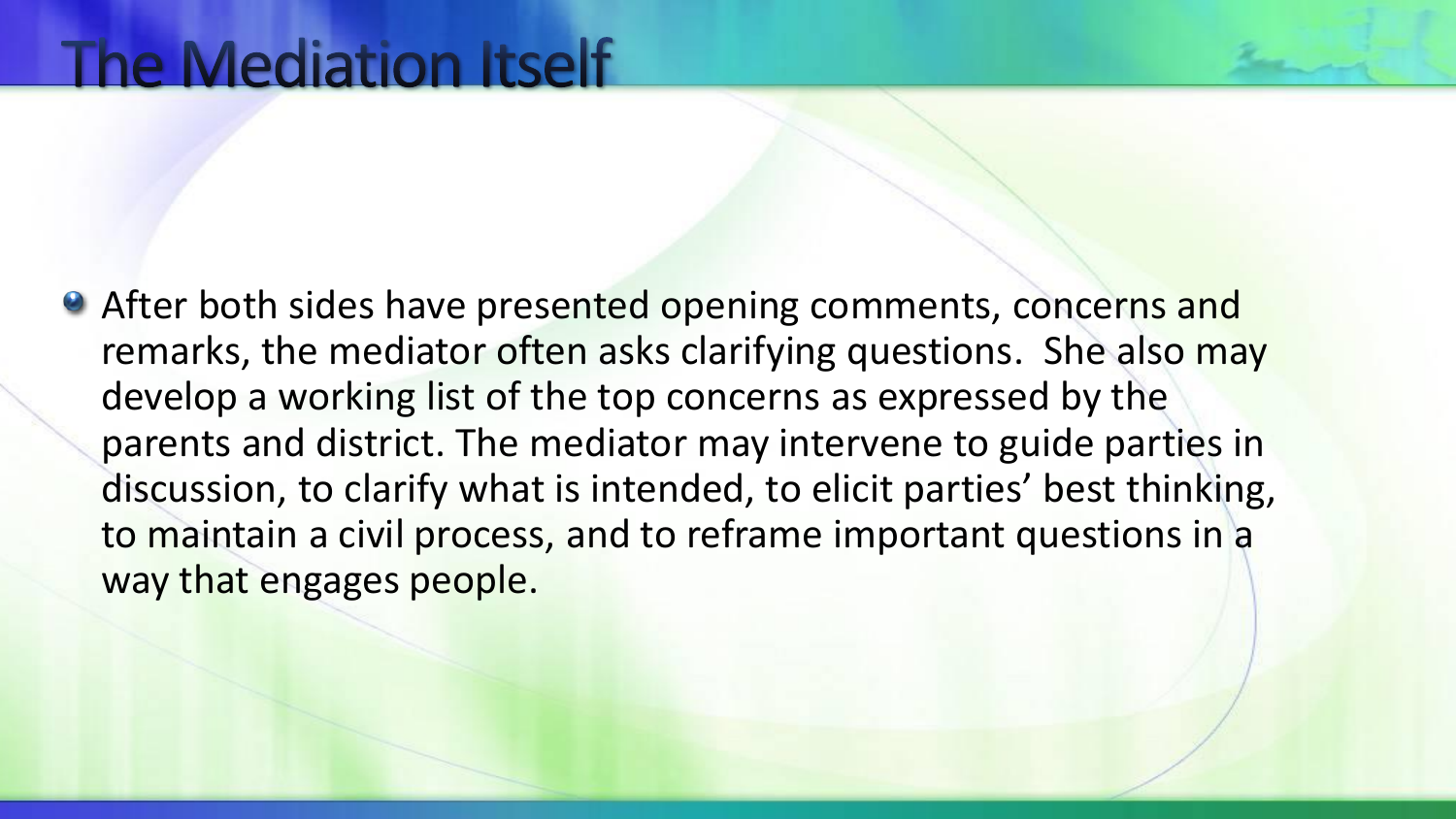# The Mediation Itself

- After both sides have presented opening comments, concerns and remarks, the mediator often asks clarifying questions. She also may develop a working list of the top concerns as expressed by the parents and district. The mediator may intervene to guide parties in discussion, to clarify what is intended, to elicit parties' best thinking, to maintain a civil process, and to reframe important questions in a way that engages people.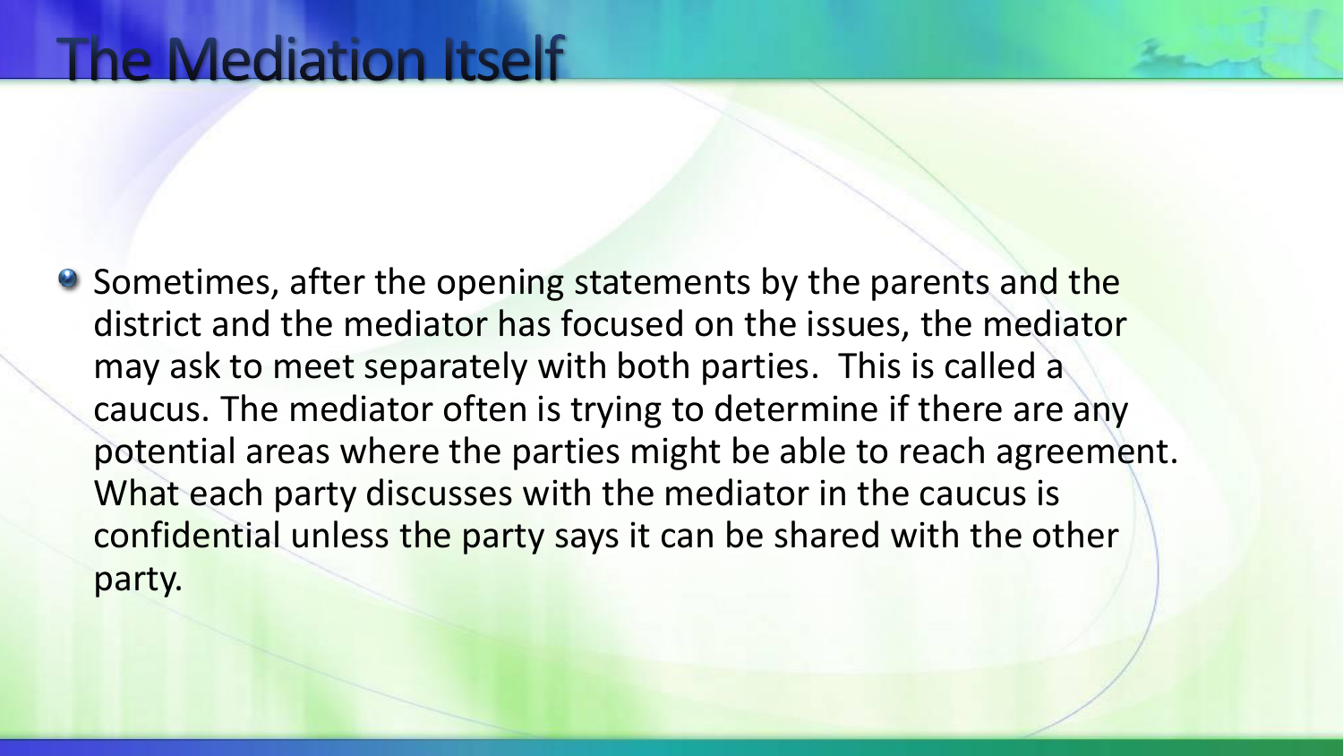# The Mediation Itself

- Sometimes, after the opening statements by the parents and the district and the mediator has focused on the issues, the mediator may ask to meet separately with both parties. This is called a caucus. The mediator often is trying to determine if there are any potential areas where the parties might be able to reach agreement. What each party discusses with the mediator in the caucus is confidential unless the party says it can be shared with the other party.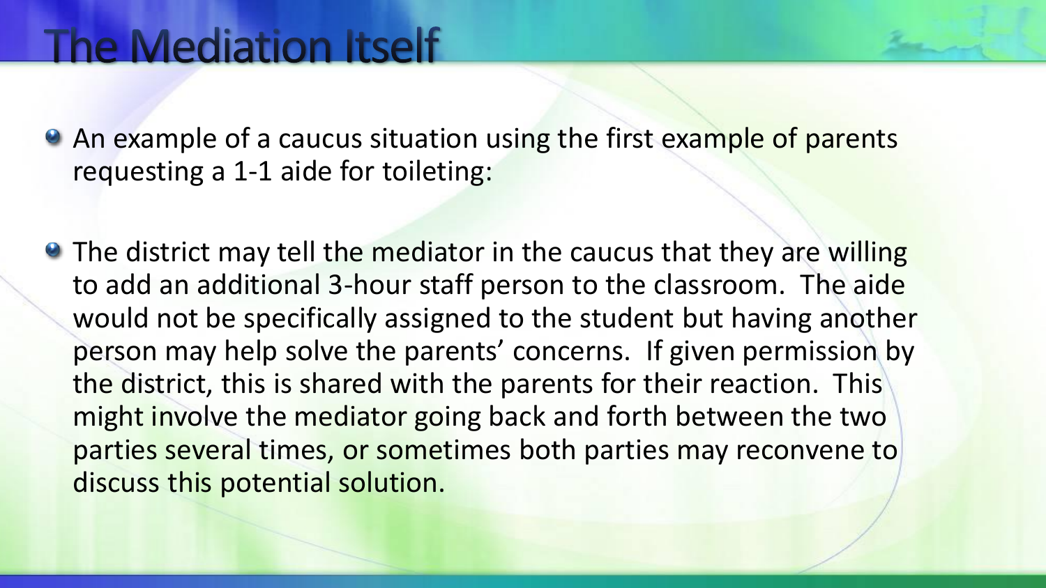# The Mediation Itself

- An example of a caucus situation using the first example of parents requesting a 1-1 aide for toileting:

- The district may tell the mediator in the caucus that they are willing to add an additional 3-hour staff person to the classroom. The aide would not be specifically assigned to the student but having another person may help solve the parents' concerns. If given permission by the district, this is shared with the parents for their reaction. This might involve the mediator going back and forth between the two parties several times, or sometimes both parties may reconvene to discuss this potential solution.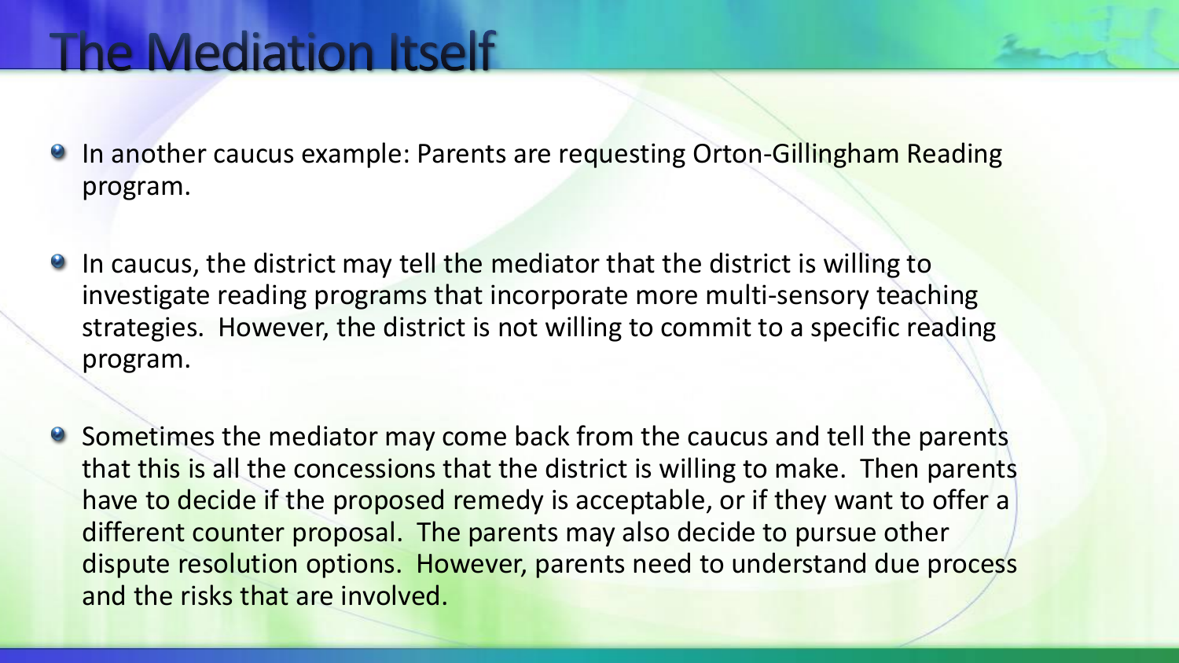# The Mediation Itself

- In another caucus example: Parents are requesting Orton-Gillingham Reading program.
- In caucus, the district may tell the mediator that the district is willing to investigate reading programs that incorporate more multi-sensory teaching strategies. However, the district is not willing to commit to a specific reading program.
- Sometimes the mediator may come back from the caucus and tell the parents that this is all the concessions that the district is willing to make. Then parents have to decide if the proposed remedy is acceptable, or if they want to offer a different counter proposal. The parents may also decide to pursue other dispute resolution options. However, parents need to understand due process and the risks that are involved.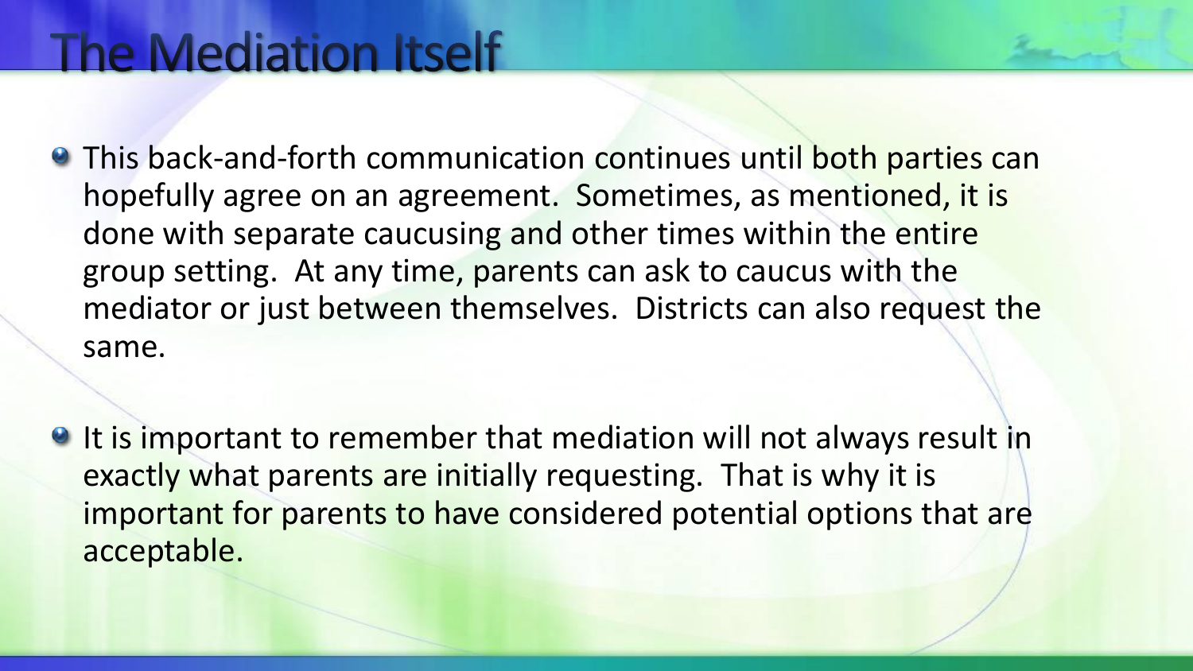# The Mediation Itself

- This back-and-forth communication continues until both parties can hopefully agree on an agreement. Sometimes, as mentioned, it is done with separate caucusing and other times within the entire group setting. At any time, parents can ask to caucus with the mediator or just between themselves. Districts can also request the same.

- It is important to remember that mediation will not always result in exactly what parents are initially requesting. That is why it is important for parents to have considered potential options that are acceptable.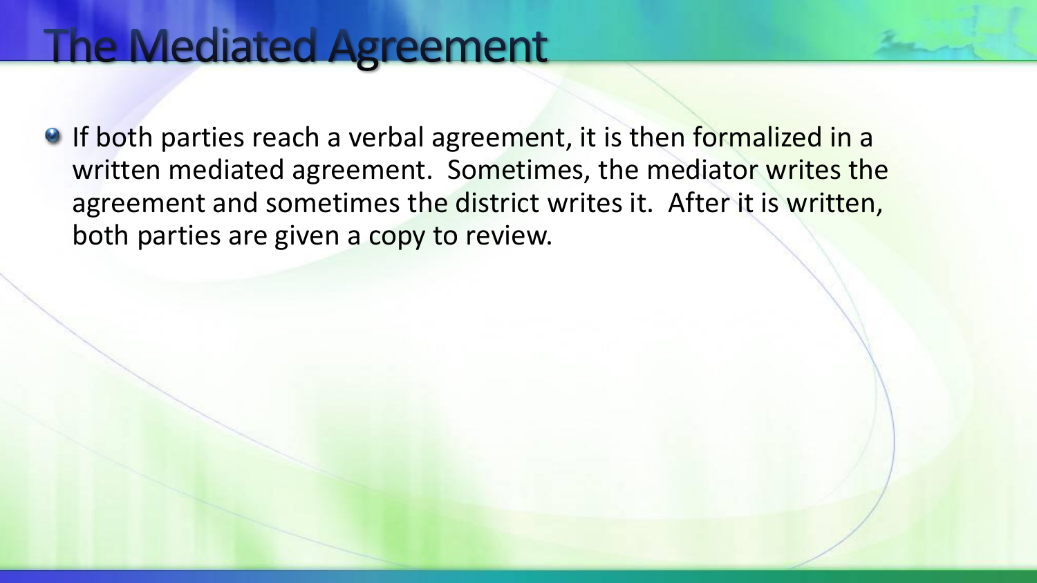# The Mediated Agreement

- If both parties reach a verbal agreement, it is then formalized in a written mediated agreement. Sometimes, the mediator writes the agreement and sometimes the district writes it. After it is written, both parties are given a copy to review.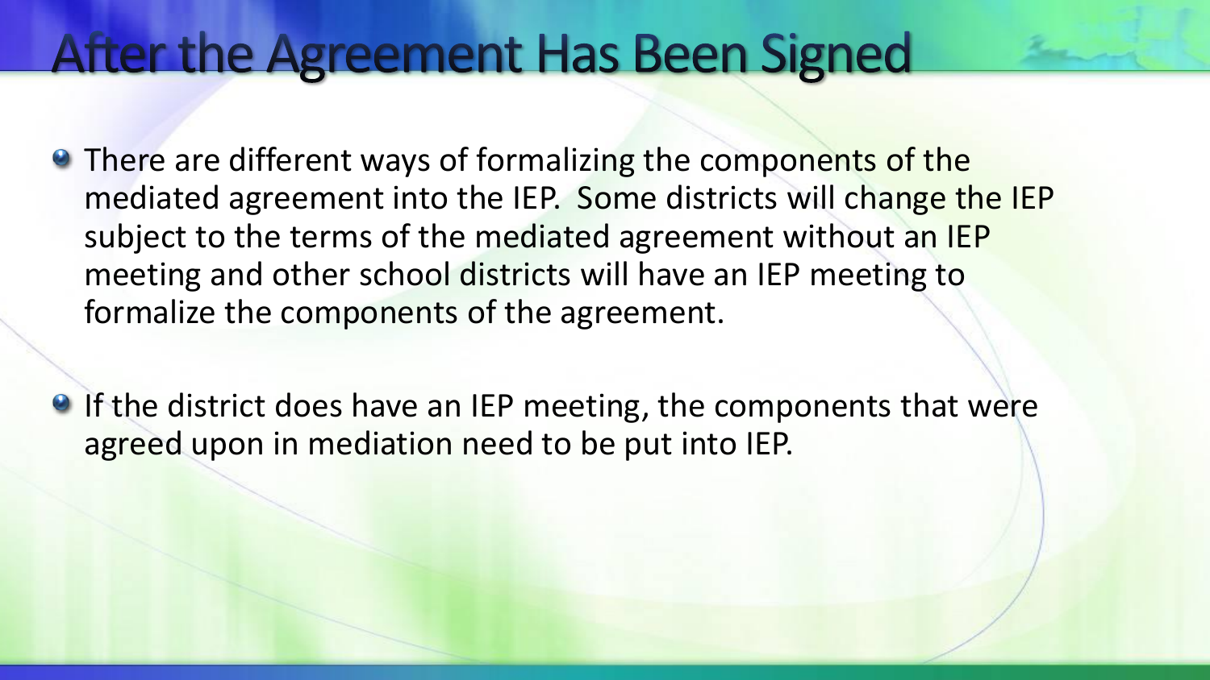# After the Agreement Has Been Signed

- There are different ways of formalizing the components of the mediated agreement into the IEP. Some districts will change the IEP subject to the terms of the mediated agreement without an IEP meeting and other school districts will have an IEP meeting to formalize the components of the agreement.

- If the district does have an IEP meeting, the components that were agreed upon in mediation need to be put into IEP.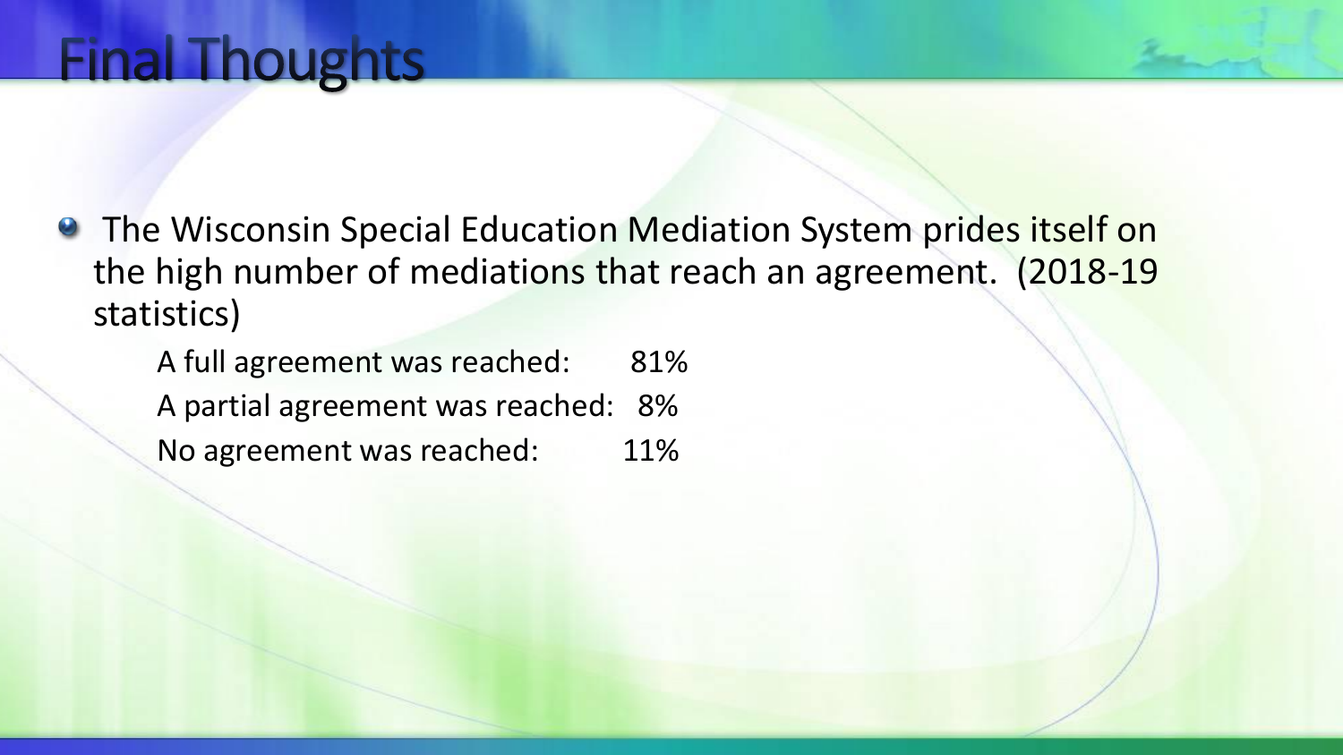# Final Thoughts

- The Wisconsin Special Education Mediation System prides itself on the high number of mediations that reach an agreement. (2018-19 statistics)

    A full agreement was reached: 81%

    A partial agreement was reached: 8%

    No agreement was reached: 11%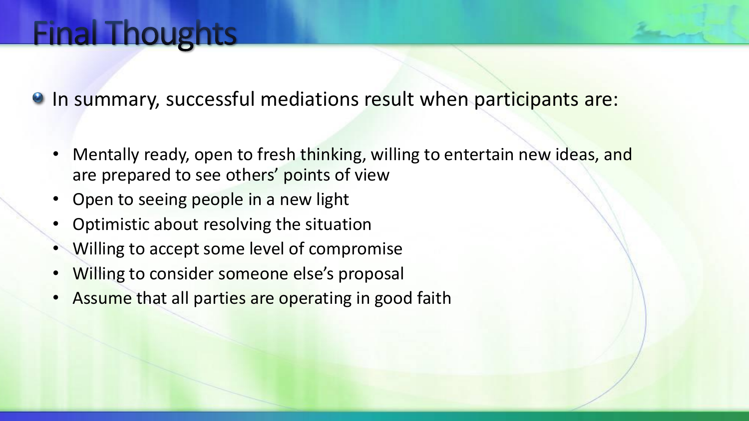# Final Thoughts

- In summary, successful mediations result when participants are:
  - Mentally ready, open to fresh thinking, willing to entertain new ideas, and are prepared to see others' points of view
  - Open to seeing people in a new light
  - Optimistic about resolving the situation
  - Willing to accept some level of compromise
  - Willing to consider someone else's proposal
  - Assume that all parties are operating in good faith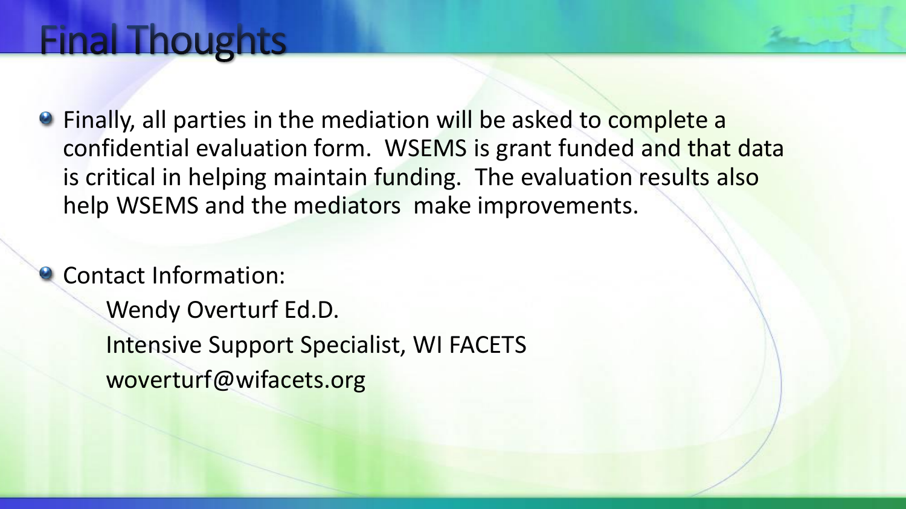# Final Thoughts

- Finally, all parties in the mediation will be asked to complete a confidential evaluation form. WSEMS is grant funded and that data is critical in helping maintain funding. The evaluation results also help WSEMS and the mediators make improvements.
- Contact Information:

  Wendy Overturf Ed.D.

  Intensive Support Specialist, WI FACETS

  woverturf@wifacets.org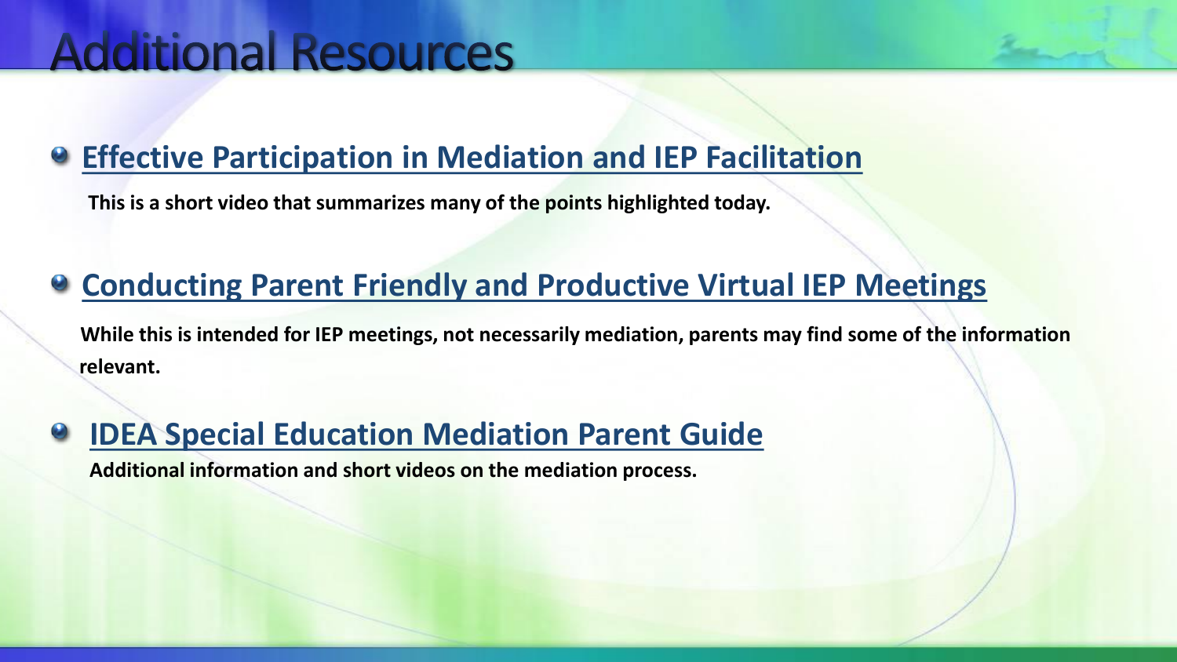# Additional Resources

- **Effective Participation in Mediation and IEP Facilitation**

  **This is a short video that summarizes many of the points highlighted today.**

- **Conducting Parent Friendly and Productive Virtual IEP Meetings**

  **While this is intended for IEP meetings, not necessarily mediation, parents may find some of the information relevant.**

- **IDEA Special Education Mediation Parent Guide**

  **Additional information and short videos on the mediation process.**